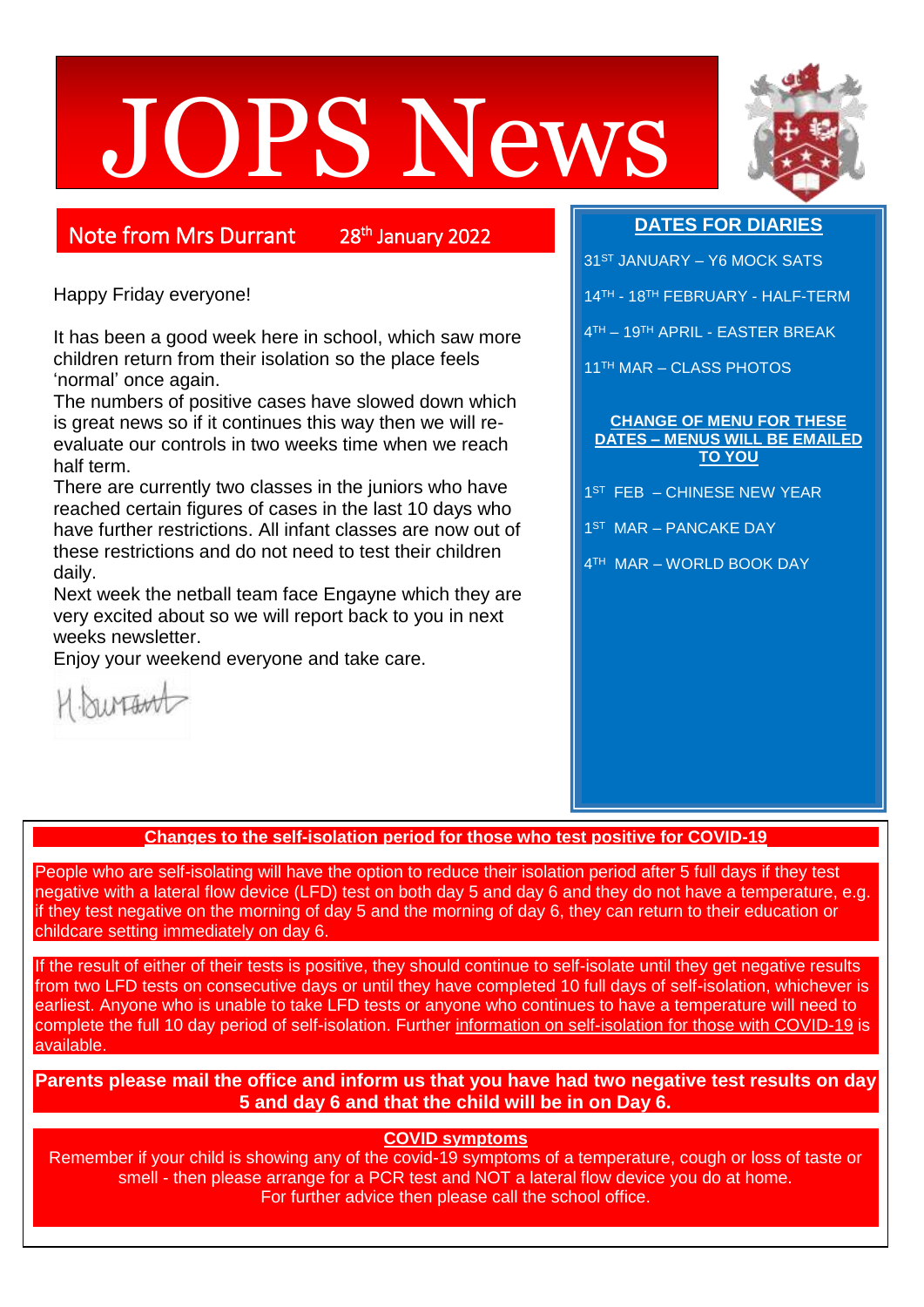# JOPS News

## Note from Mrs Durrant 28th January 2022

Happy Friday everyone!

It has been a good week here in school, which saw more children return from their isolation so the place feels 'normal' once again.
The numbers of positive cases have slowed down which is great news so if it continues this way then we will re-evaluate our controls in two weeks time when we reach half term.
There are currently two classes in the juniors who have reached certain figures of cases in the last 10 days who have further restrictions. All infant classes are now out of these restrictions and do not need to test their children daily.
Next week the netball team face Engayne which they are very excited about so we will report back to you in next weeks newsletter.
Enjoy your weekend everyone and take care.

H Durrant

## DATES FOR DIARIES

31ST JANUARY – Y6 MOCK SATS

14TH - 18TH FEBRUARY - HALF-TERM

4TH – 19TH APRIL - EASTER BREAK

11TH MAR – CLASS PHOTOS

**CHANGE OF MENU FOR THESE DATES – MENUS WILL BE EMAILED TO YOU**

1ST FEB – CHINESE NEW YEAR

1ST MAR – PANCAKE DAY

4TH MAR – WORLD BOOK DAY

## Changes to the self-isolation period for those who test positive for COVID-19

People who are self-isolating will have the option to reduce their isolation period after 5 full days if they test negative with a lateral flow device (LFD) test on both day 5 and day 6 and they do not have a temperature, e.g. if they test negative on the morning of day 5 and the morning of day 6, they can return to their education or childcare setting immediately on day 6.

If the result of either of their tests is positive, they should continue to self-isolate until they get negative results from two LFD tests on consecutive days or until they have completed 10 full days of self-isolation, whichever is earliest. Anyone who is unable to take LFD tests or anyone who continues to have a temperature will need to complete the full 10 day period of self-isolation. Further information on self-isolation for those with COVID-19 is available.

**Parents please mail the office and inform us that you have had two negative test results on day 5 and day 6 and that the child will be in on Day 6.**

**COVID symptoms**

Remember if your child is showing any of the covid-19 symptoms of a temperature, cough or loss of taste or smell - then please arrange for a PCR test and NOT a lateral flow device you do at home.
For further advice then please call the school office.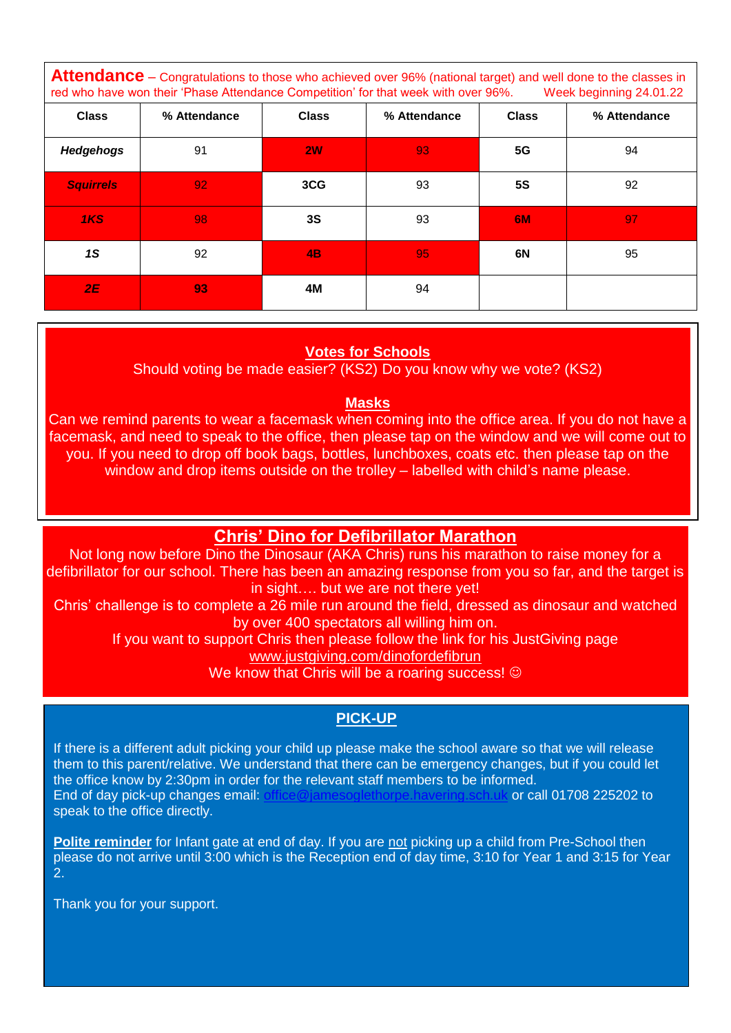## Attendance

– Congratulations to those who achieved over 96% (national target) and well done to the classes in red who have won their 'Phase Attendance Competition' for that week with over 96%. Week beginning 24.01.22

| Class | % Attendance | Class | % Attendance | Class | % Attendance |
|---|---|---|---|---|---|
| ***Hedgehogs*** | 91 | **2W** | 93 | **5G** | 94 |
| ***Squirrels*** | 92 | **3CG** | 93 | **5S** | 92 |
| ***1KS*** | 98 | **3S** | 93 | **6M** | 97 |
| ***1S*** | 92 | **4B** | 95 | **6N** | 95 |
| ***2E*** | **93** | **4M** | 94 | | |

## Votes for Schools

Should voting be made easier? (KS2) Do you know why we vote? (KS2)

## Masks

Can we remind parents to wear a facemask when coming into the office area. If you do not have a facemask, and need to speak to the office, then please tap on the window and we will come out to you. If you need to drop off book bags, bottles, lunchboxes, coats etc. then please tap on the window and drop items outside on the trolley – labelled with child's name please.

## Chris' Dino for Defibrillator Marathon

Not long now before Dino the Dinosaur (AKA Chris) runs his marathon to raise money for a defibrillator for our school. There has been an amazing response from you so far, and the target is in sight…. but we are not there yet!

Chris' challenge is to complete a 26 mile run around the field, dressed as dinosaur and watched by over 400 spectators all willing him on.

If you want to support Chris then please follow the link for his JustGiving page www.justgiving.com/dinofordefibrun

We know that Chris will be a roaring success! ☺

## PICK-UP

If there is a different adult picking your child up please make the school aware so that we will release them to this parent/relative. We understand that there can be emergency changes, but if you could let the office know by 2:30pm in order for the relevant staff members to be informed.
End of day pick-up changes email: office@jamesoglethorpe.havering.sch.uk or call 01708 225202 to speak to the office directly.

**Polite reminder** for Infant gate at end of day. If you are not picking up a child from Pre-School then please do not arrive until 3:00 which is the Reception end of day time, 3:10 for Year 1 and 3:15 for Year 2.

Thank you for your support.